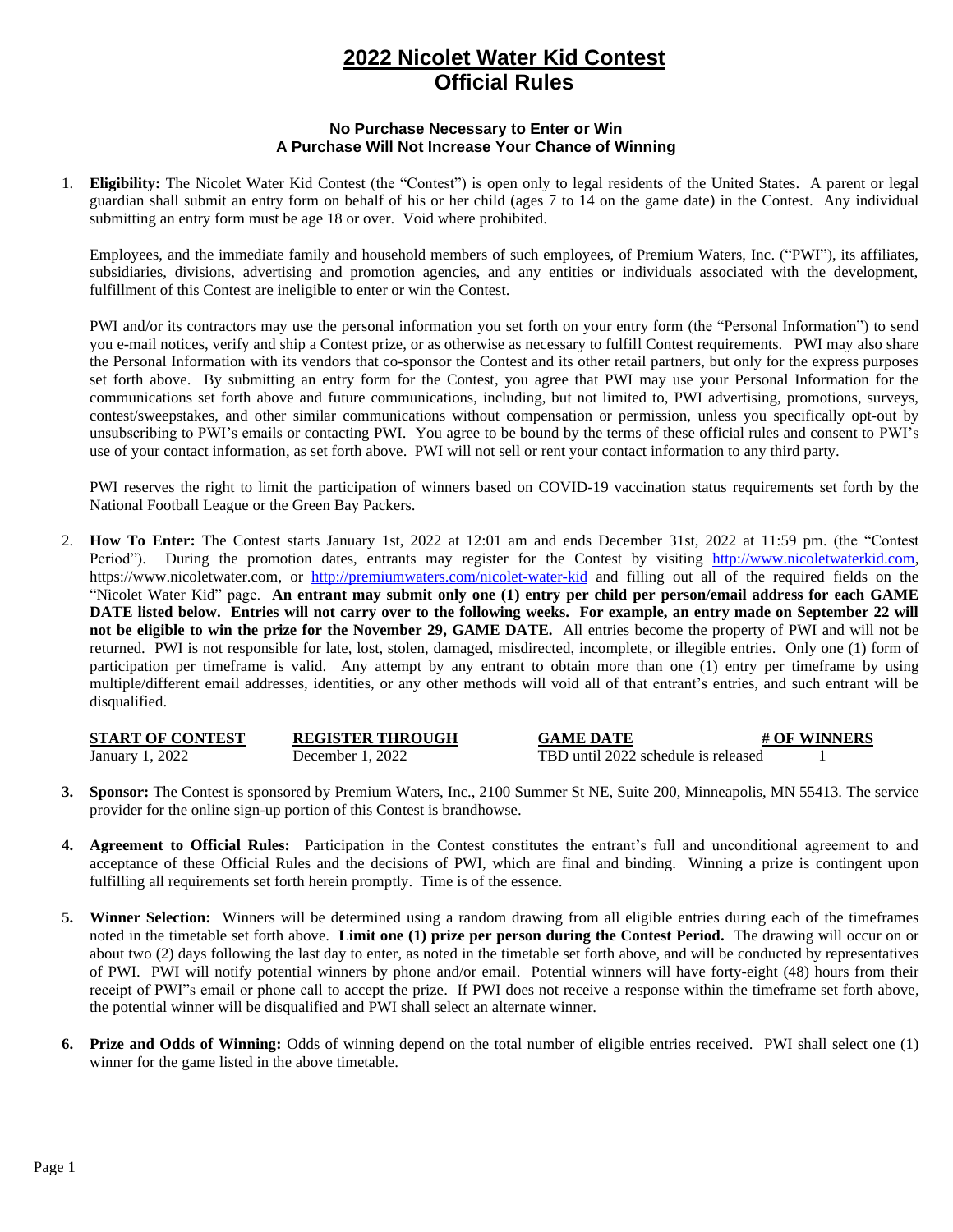# 2022 Nicolet Water Kid Contest
# Official Rules

**No Purchase Necessary to Enter or Win**
**A Purchase Will Not Increase Your Chance of Winning**

1. **Eligibility:** The Nicolet Water Kid Contest (the "Contest") is open only to legal residents of the United States. A parent or legal guardian shall submit an entry form on behalf of his or her child (ages 7 to 14 on the game date) in the Contest. Any individual submitting an entry form must be age 18 or over. Void where prohibited.

   Employees, and the immediate family and household members of such employees, of Premium Waters, Inc. ("PWI"), its affiliates, subsidiaries, divisions, advertising and promotion agencies, and any entities or individuals associated with the development, fulfillment of this Contest are ineligible to enter or win the Contest.

   PWI and/or its contractors may use the personal information you set forth on your entry form (the "Personal Information") to send you e-mail notices, verify and ship a Contest prize, or as otherwise as necessary to fulfill Contest requirements. PWI may also share the Personal Information with its vendors that co-sponsor the Contest and its other retail partners, but only for the express purposes set forth above. By submitting an entry form for the Contest, you agree that PWI may use your Personal Information for the communications set forth above and future communications, including, but not limited to, PWI advertising, promotions, surveys, contest/sweepstakes, and other similar communications without compensation or permission, unless you specifically opt-out by unsubscribing to PWI's emails or contacting PWI. You agree to be bound by the terms of these official rules and consent to PWI's use of your contact information, as set forth above. PWI will not sell or rent your contact information to any third party.

   PWI reserves the right to limit the participation of winners based on COVID-19 vaccination status requirements set forth by the National Football League or the Green Bay Packers.

2. **How To Enter:** The Contest starts January 1st, 2022 at 12:01 am and ends December 31st, 2022 at 11:59 pm. (the "Contest Period"). During the promotion dates, entrants may register for the Contest by visiting http://www.nicoletwaterkid.com, https://www.nicoletwater.com, or http://premiumwaters.com/nicolet-water-kid and filling out all of the required fields on the "Nicolet Water Kid" page. **An entrant may submit only one (1) entry per child per person/email address for each GAME DATE listed below. Entries will not carry over to the following weeks. For example, an entry made on September 22 will not be eligible to win the prize for the November 29, GAME DATE.** All entries become the property of PWI and will not be returned. PWI is not responsible for late, lost, stolen, damaged, misdirected, incomplete, or illegible entries. Only one (1) form of participation per timeframe is valid. Any attempt by any entrant to obtain more than one (1) entry per timeframe by using multiple/different email addresses, identities, or any other methods will void all of that entrant's entries, and such entrant will be disqualified.

| START OF CONTEST | REGISTER THROUGH | GAME DATE | # OF WINNERS |
|---|---|---|---|
| January 1, 2022 | December 1, 2022 | TBD until 2022 schedule is released | 1 |

3. **Sponsor:** The Contest is sponsored by Premium Waters, Inc., 2100 Summer St NE, Suite 200, Minneapolis, MN 55413. The service provider for the online sign-up portion of this Contest is brandhowse.

4. **Agreement to Official Rules:** Participation in the Contest constitutes the entrant's full and unconditional agreement to and acceptance of these Official Rules and the decisions of PWI, which are final and binding. Winning a prize is contingent upon fulfilling all requirements set forth herein promptly. Time is of the essence.

5. **Winner Selection:** Winners will be determined using a random drawing from all eligible entries during each of the timeframes noted in the timetable set forth above. **Limit one (1) prize per person during the Contest Period.** The drawing will occur on or about two (2) days following the last day to enter, as noted in the timetable set forth above, and will be conducted by representatives of PWI. PWI will notify potential winners by phone and/or email. Potential winners will have forty-eight (48) hours from their receipt of PWI"s email or phone call to accept the prize. If PWI does not receive a response within the timeframe set forth above, the potential winner will be disqualified and PWI shall select an alternate winner.

6. **Prize and Odds of Winning:** Odds of winning depend on the total number of eligible entries received. PWI shall select one (1) winner for the game listed in the above timetable.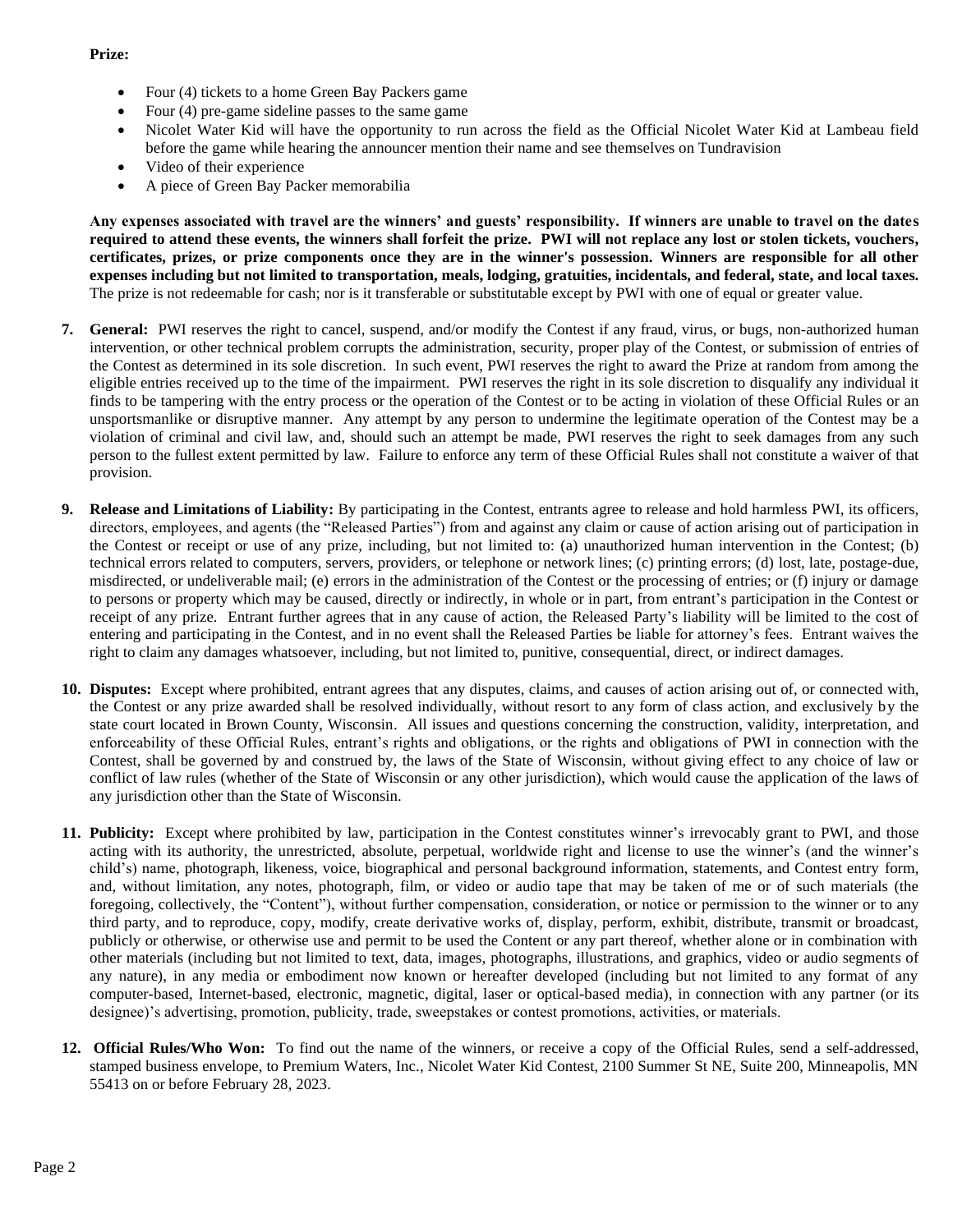**Prize:**

- Four (4) tickets to a home Green Bay Packers game
- Four (4) pre-game sideline passes to the same game
- Nicolet Water Kid will have the opportunity to run across the field as the Official Nicolet Water Kid at Lambeau field before the game while hearing the announcer mention their name and see themselves on Tundravision
- Video of their experience
- A piece of Green Bay Packer memorabilia

**Any expenses associated with travel are the winners' and guests' responsibility. If winners are unable to travel on the dates required to attend these events, the winners shall forfeit the prize. PWI will not replace any lost or stolen tickets, vouchers, certificates, prizes, or prize components once they are in the winner's possession. Winners are responsible for all other expenses including but not limited to transportation, meals, lodging, gratuities, incidentals, and federal, state, and local taxes.** The prize is not redeemable for cash; nor is it transferable or substitutable except by PWI with one of equal or greater value.

7. **General:** PWI reserves the right to cancel, suspend, and/or modify the Contest if any fraud, virus, or bugs, non-authorized human intervention, or other technical problem corrupts the administration, security, proper play of the Contest, or submission of entries of the Contest as determined in its sole discretion. In such event, PWI reserves the right to award the Prize at random from among the eligible entries received up to the time of the impairment. PWI reserves the right in its sole discretion to disqualify any individual it finds to be tampering with the entry process or the operation of the Contest or to be acting in violation of these Official Rules or an unsportsmanlike or disruptive manner. Any attempt by any person to undermine the legitimate operation of the Contest may be a violation of criminal and civil law, and, should such an attempt be made, PWI reserves the right to seek damages from any such person to the fullest extent permitted by law. Failure to enforce any term of these Official Rules shall not constitute a waiver of that provision.

9. **Release and Limitations of Liability:** By participating in the Contest, entrants agree to release and hold harmless PWI, its officers, directors, employees, and agents (the "Released Parties") from and against any claim or cause of action arising out of participation in the Contest or receipt or use of any prize, including, but not limited to: (a) unauthorized human intervention in the Contest; (b) technical errors related to computers, servers, providers, or telephone or network lines; (c) printing errors; (d) lost, late, postage-due, misdirected, or undeliverable mail; (e) errors in the administration of the Contest or the processing of entries; or (f) injury or damage to persons or property which may be caused, directly or indirectly, in whole or in part, from entrant's participation in the Contest or receipt of any prize. Entrant further agrees that in any cause of action, the Released Party's liability will be limited to the cost of entering and participating in the Contest, and in no event shall the Released Parties be liable for attorney's fees. Entrant waives the right to claim any damages whatsoever, including, but not limited to, punitive, consequential, direct, or indirect damages.

10. **Disputes:** Except where prohibited, entrant agrees that any disputes, claims, and causes of action arising out of, or connected with, the Contest or any prize awarded shall be resolved individually, without resort to any form of class action, and exclusively by the state court located in Brown County, Wisconsin. All issues and questions concerning the construction, validity, interpretation, and enforceability of these Official Rules, entrant's rights and obligations, or the rights and obligations of PWI in connection with the Contest, shall be governed by and construed by, the laws of the State of Wisconsin, without giving effect to any choice of law or conflict of law rules (whether of the State of Wisconsin or any other jurisdiction), which would cause the application of the laws of any jurisdiction other than the State of Wisconsin.

11. **Publicity:** Except where prohibited by law, participation in the Contest constitutes winner's irrevocably grant to PWI, and those acting with its authority, the unrestricted, absolute, perpetual, worldwide right and license to use the winner's (and the winner's child's) name, photograph, likeness, voice, biographical and personal background information, statements, and Contest entry form, and, without limitation, any notes, photograph, film, or video or audio tape that may be taken of me or of such materials (the foregoing, collectively, the "Content"), without further compensation, consideration, or notice or permission to the winner or to any third party, and to reproduce, copy, modify, create derivative works of, display, perform, exhibit, distribute, transmit or broadcast, publicly or otherwise, or otherwise use and permit to be used the Content or any part thereof, whether alone or in combination with other materials (including but not limited to text, data, images, photographs, illustrations, and graphics, video or audio segments of any nature), in any media or embodiment now known or hereafter developed (including but not limited to any format of any computer-based, Internet-based, electronic, magnetic, digital, laser or optical-based media), in connection with any partner (or its designee)'s advertising, promotion, publicity, trade, sweepstakes or contest promotions, activities, or materials.

12. **Official Rules/Who Won:** To find out the name of the winners, or receive a copy of the Official Rules, send a self-addressed, stamped business envelope, to Premium Waters, Inc., Nicolet Water Kid Contest, 2100 Summer St NE, Suite 200, Minneapolis, MN 55413 on or before February 28, 2023.